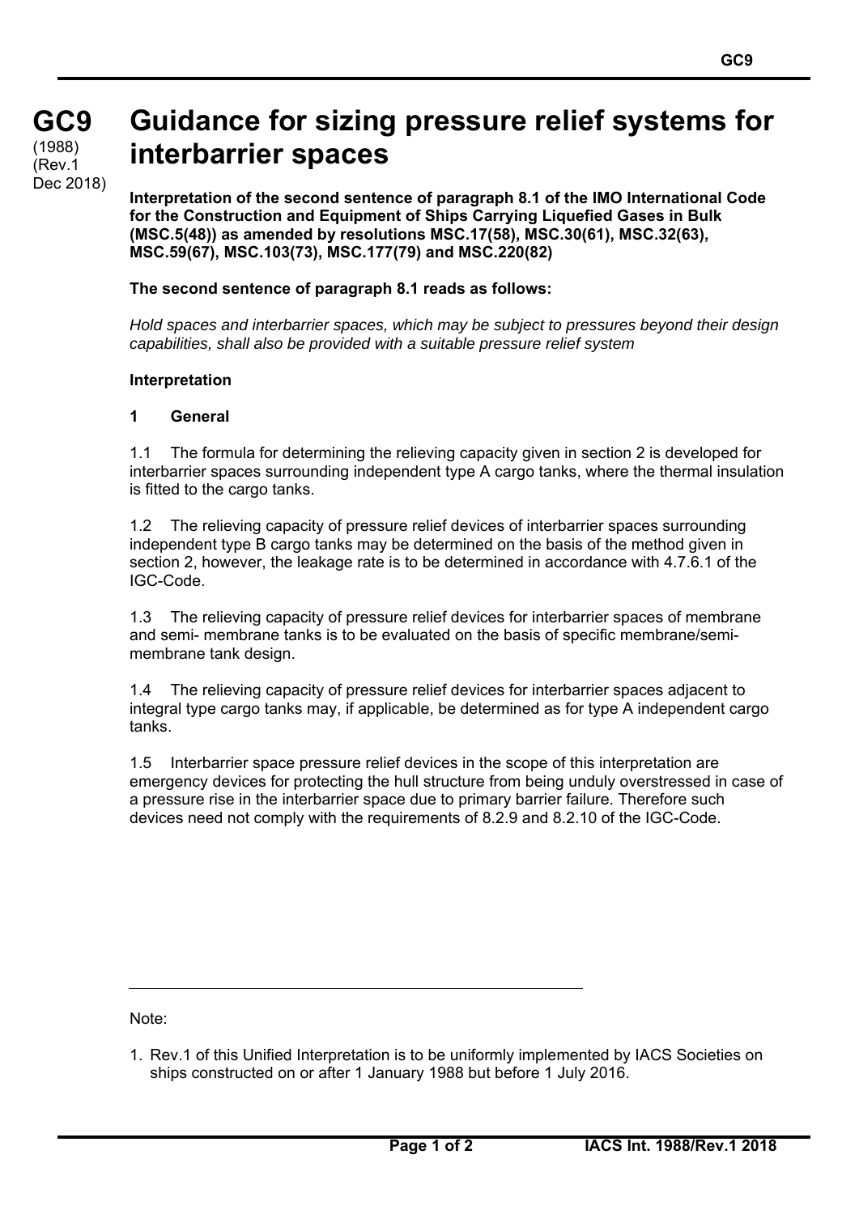# GC9 Guidance for sizing pressure relief systems for interbarrier spaces

(1988)
(Rev.1
Dec 2018)

**Interpretation of the second sentence of paragraph 8.1 of the IMO International Code for the Construction and Equipment of Ships Carrying Liquefied Gases in Bulk (MSC.5(48)) as amended by resolutions MSC.17(58), MSC.30(61), MSC.32(63), MSC.59(67), MSC.103(73), MSC.177(79) and MSC.220(82)**

**The second sentence of paragraph 8.1 reads as follows:**

*Hold spaces and interbarrier spaces, which may be subject to pressures beyond their design capabilities, shall also be provided with a suitable pressure relief system*

**Interpretation**

**1 General**

1.1 The formula for determining the relieving capacity given in section 2 is developed for interbarrier spaces surrounding independent type A cargo tanks, where the thermal insulation is fitted to the cargo tanks.

1.2 The relieving capacity of pressure relief devices of interbarrier spaces surrounding independent type B cargo tanks may be determined on the basis of the method given in section 2, however, the leakage rate is to be determined in accordance with 4.7.6.1 of the IGC-Code.

1.3 The relieving capacity of pressure relief devices for interbarrier spaces of membrane and semi- membrane tanks is to be evaluated on the basis of specific membrane/semi-membrane tank design.

1.4 The relieving capacity of pressure relief devices for interbarrier spaces adjacent to integral type cargo tanks may, if applicable, be determined as for type A independent cargo tanks.

1.5 Interbarrier space pressure relief devices in the scope of this interpretation are emergency devices for protecting the hull structure from being unduly overstressed in case of a pressure rise in the interbarrier space due to primary barrier failure. Therefore such devices need not comply with the requirements of 8.2.9 and 8.2.10 of the IGC-Code.

---

Note:

1. Rev.1 of this Unified Interpretation is to be uniformly implemented by IACS Societies on ships constructed on or after 1 January 1988 but before 1 July 2016.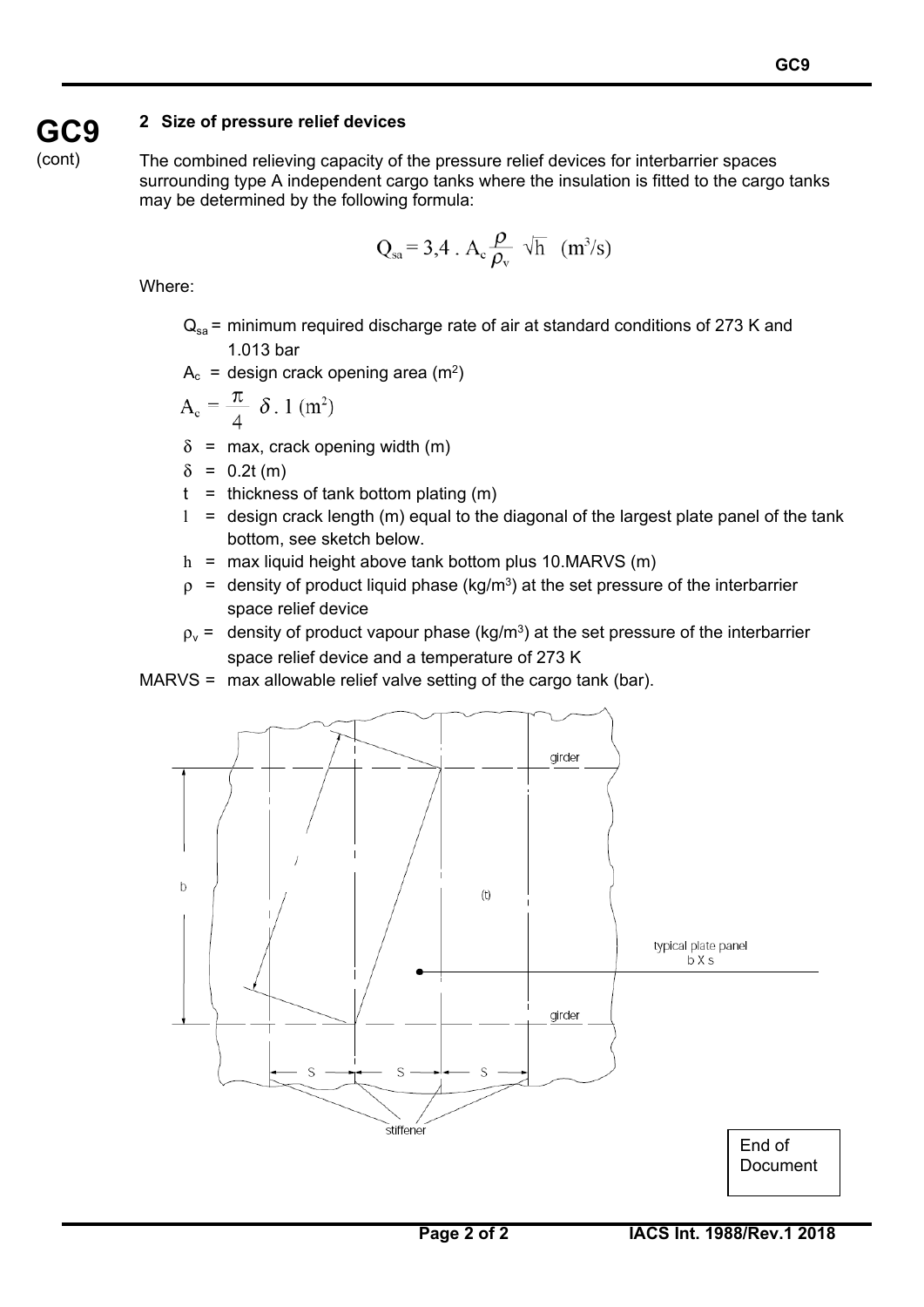## 2 Size of pressure relief devices

The combined relieving capacity of the pressure relief devices for interbarrier spaces surrounding type A independent cargo tanks where the insulation is fitted to the cargo tanks may be determined by the following formula:

$$Q_{sa} = 3{,}4 \cdot A_c \frac{\rho}{\rho_v} \sqrt{h} \quad (m^3/s)$$

Where:

$Q_{sa}$ = minimum required discharge rate of air at standard conditions of 273 K and 1.013 bar

$A_c$ = design crack opening area ($m^2$)

$A_c = \frac{\pi}{4} \delta . l \ (m^2)$

$\delta$ = max, crack opening width (m)

$\delta$ = 0.2t (m)

t = thickness of tank bottom plating (m)

l = design crack length (m) equal to the diagonal of the largest plate panel of the tank bottom, see sketch below.

h = max liquid height above tank bottom plus 10.MARVS (m)

$\rho$ = density of product liquid phase ($kg/m^3$) at the set pressure of the interbarrier space relief device

$\rho_v$ = density of product vapour phase ($kg/m^3$) at the set pressure of the interbarrier space relief device and a temperature of 273 K

MARVS = max allowable relief valve setting of the cargo tank (bar).

girder

girder

b

(t)

typical plate panel
b X s

s s s

stiffener

End of Document